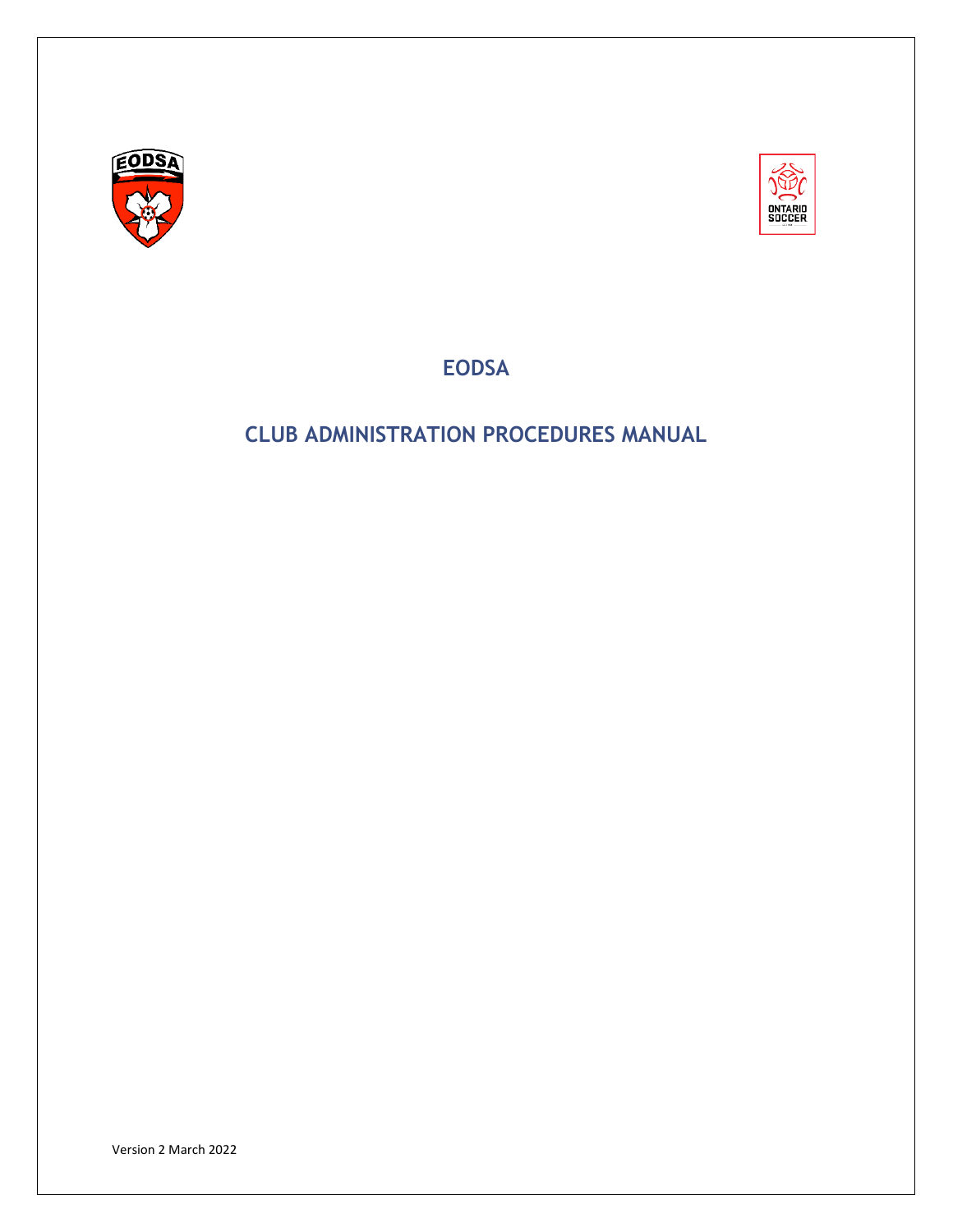# EODSA

# CLUB ADMINISTRATION PROCEDURES MANUAL

Version 2 March 2022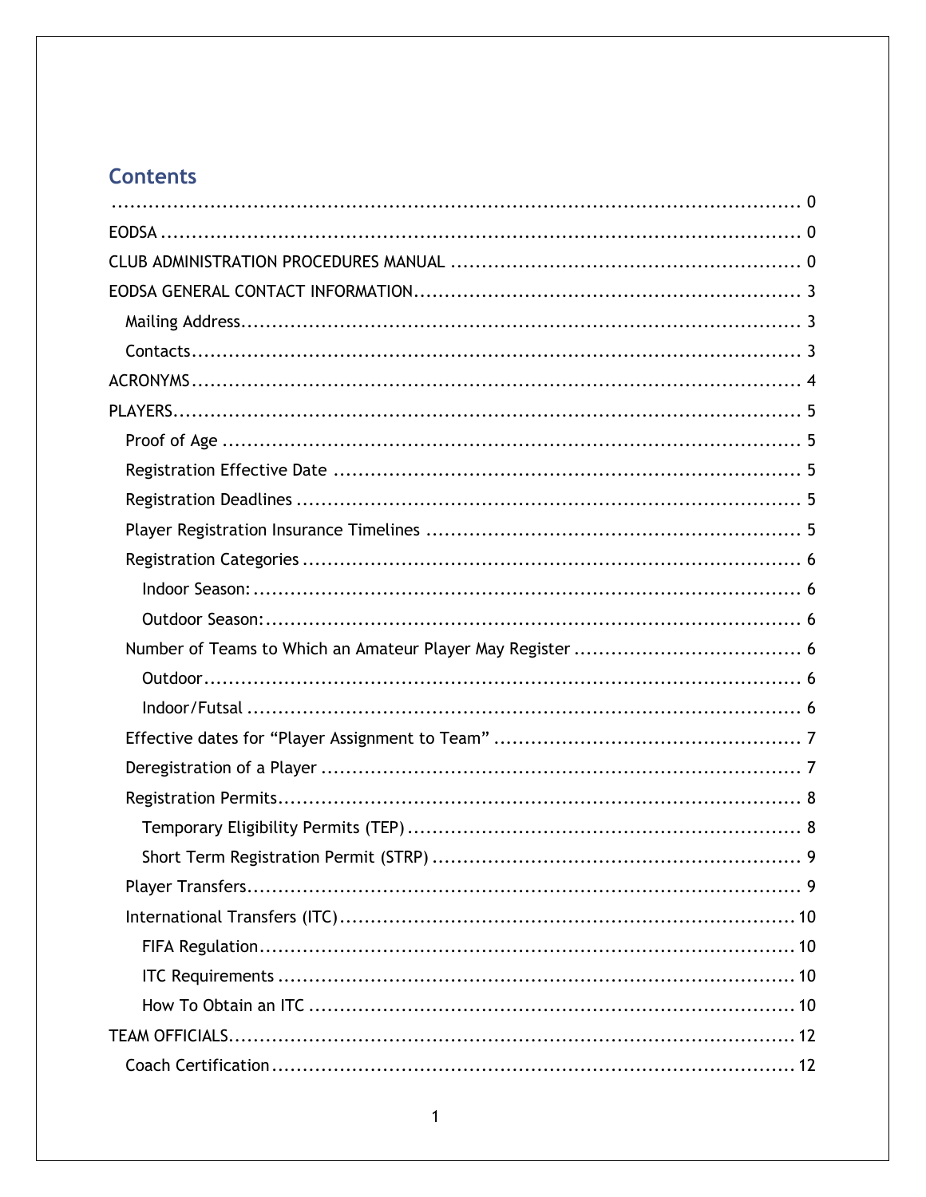## Contents

.................................................................................................................. 0

EODSA ........................................................................................................ 0

CLUB ADMINISTRATION PROCEDURES MANUAL ........................................................ 0

EODSA GENERAL CONTACT INFORMATION.............................................................. 3

- Mailing Address........................................................................................... 3
- Contacts...................................................................................................... 3

ACRONYMS.................................................................................................... 4

PLAYERS....................................................................................................... 5

- Proof of Age ............................................................................................... 5
- Registration Effective Date ........................................................................... 5
- Registration Deadlines .................................................................................. 5
- Player Registration Insurance Timelines ......................................................... 5
- Registration Categories ................................................................................. 6
  - Indoor Season:.......................................................................................... 6
  - Outdoor Season:........................................................................................ 6
- Number of Teams to Which an Amateur Player May Register .................................... 6
  - Outdoor.................................................................................................... 6
  - Indoor/Futsal ........................................................................................... 6
- Effective dates for “Player Assignment to Team” ................................................. 7
- Deregistration of a Player .............................................................................. 7
- Registration Permits...................................................................................... 8
  - Temporary Eligibility Permits (TEP) ............................................................... 8
  - Short Term Registration Permit (STRP) ........................................................... 9
- Player Transfers............................................................................................ 9
- International Transfers (ITC).......................................................................... 10
  - FIFA Regulation......................................................................................... 10
  - ITC Requirements ..................................................................................... 10
  - How To Obtain an ITC ................................................................................ 10

TEAM OFFICIALS............................................................................................. 12

- Coach Certification....................................................................................... 12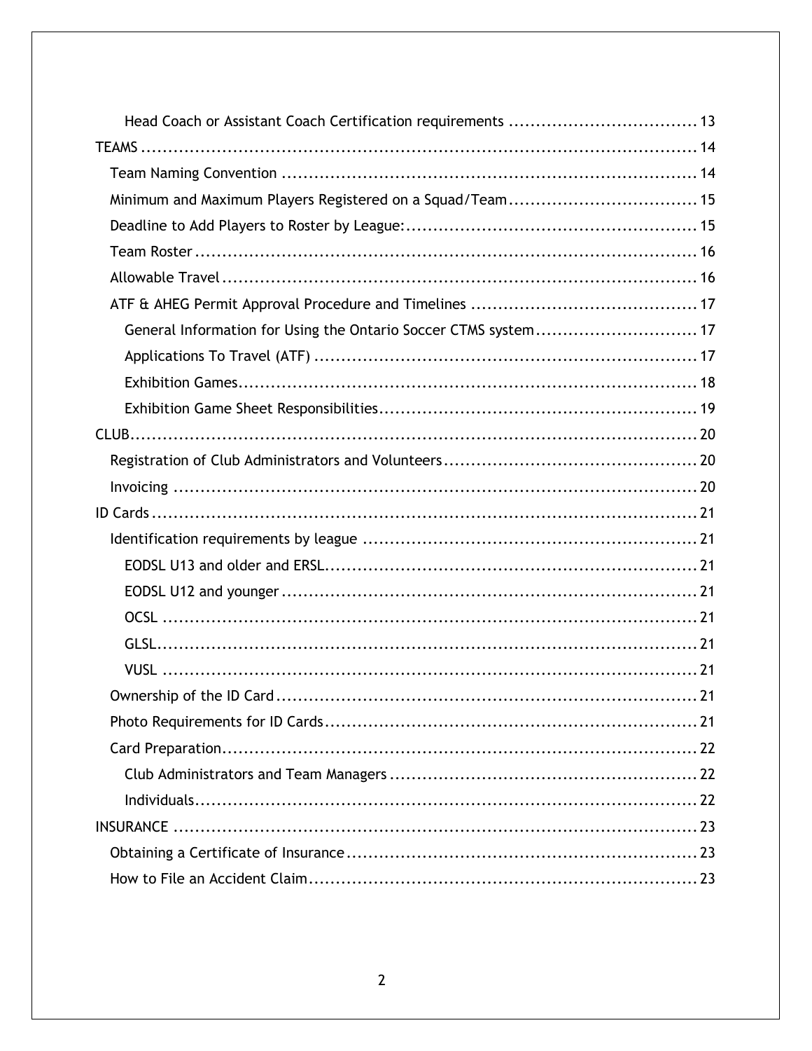- Head Coach or Assistant Coach Certification requirements ..... 13

TEAMS ..... 14
- Team Naming Convention ..... 14
- Minimum and Maximum Players Registered on a Squad/Team ..... 15
- Deadline to Add Players to Roster by League: ..... 15
- Team Roster ..... 16
- Allowable Travel ..... 16
- ATF & AHEG Permit Approval Procedure and Timelines ..... 17
  - General Information for Using the Ontario Soccer CTMS system ..... 17
  - Applications To Travel (ATF) ..... 17
  - Exhibition Games ..... 18
  - Exhibition Game Sheet Responsibilities ..... 19

CLUB ..... 20
- Registration of Club Administrators and Volunteers ..... 20
- Invoicing ..... 20

ID Cards ..... 21
- Identification requirements by league ..... 21
  - EODSL U13 and older and ERSL ..... 21
  - EODSL U12 and younger ..... 21
  - OCSL ..... 21
  - GLSL ..... 21
  - VUSL ..... 21
- Ownership of the ID Card ..... 21
- Photo Requirements for ID Cards ..... 21
- Card Preparation ..... 22
  - Club Administrators and Team Managers ..... 22
  - Individuals ..... 22

INSURANCE ..... 23
- Obtaining a Certificate of Insurance ..... 23
- How to File an Accident Claim ..... 23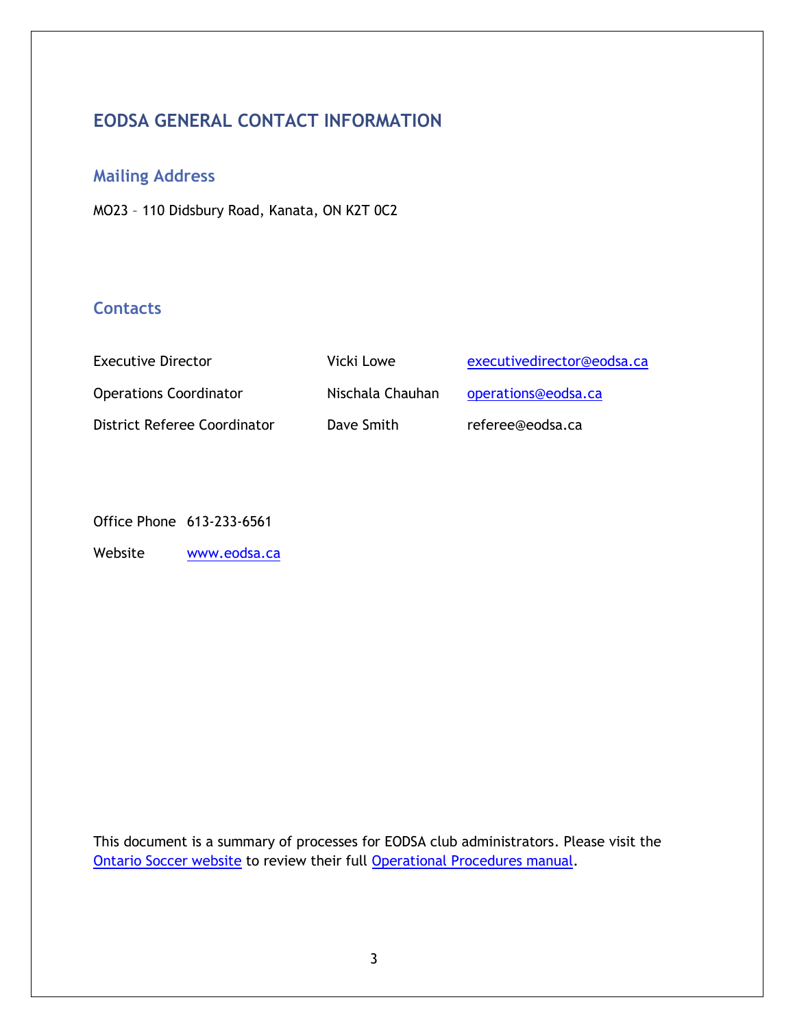## EODSA GENERAL CONTACT INFORMATION

### Mailing Address

MO23 – 110 Didsbury Road, Kanata, ON K2T 0C2

### Contacts

| | | |
|---|---|---|
| Executive Director | Vicki Lowe | executivedirector@eodsa.ca |
| Operations Coordinator | Nischala Chauhan | operations@eodsa.ca |
| District Referee Coordinator | Dave Smith | referee@eodsa.ca |

Office Phone 613-233-6561

Website www.eodsa.ca

This document is a summary of processes for EODSA club administrators. Please visit the Ontario Soccer website to review their full Operational Procedures manual.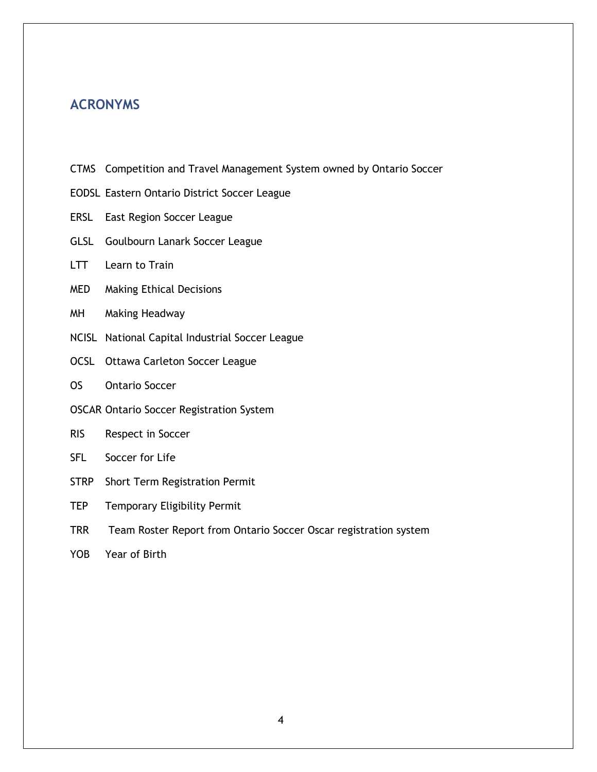## ACRONYMS

CTMS Competition and Travel Management System owned by Ontario Soccer

EODSL Eastern Ontario District Soccer League

ERSL East Region Soccer League

GLSL Goulbourn Lanark Soccer League

LTT Learn to Train

MED Making Ethical Decisions

MH Making Headway

NCISL National Capital Industrial Soccer League

OCSL Ottawa Carleton Soccer League

OS Ontario Soccer

OSCAR Ontario Soccer Registration System

RIS Respect in Soccer

SFL Soccer for Life

STRP Short Term Registration Permit

TEP Temporary Eligibility Permit

TRR Team Roster Report from Ontario Soccer Oscar registration system

YOB Year of Birth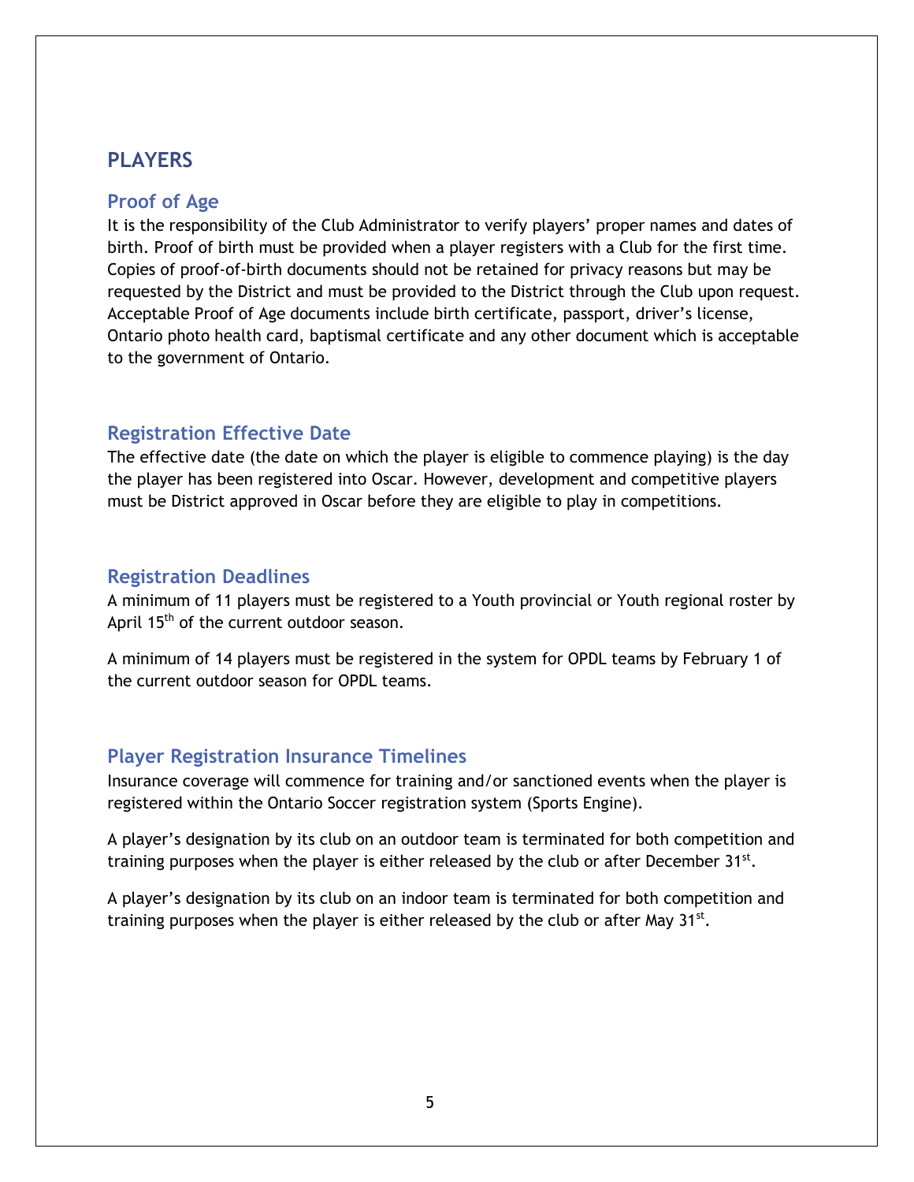# PLAYERS

## Proof of Age

It is the responsibility of the Club Administrator to verify players' proper names and dates of birth. Proof of birth must be provided when a player registers with a Club for the first time. Copies of proof-of-birth documents should not be retained for privacy reasons but may be requested by the District and must be provided to the District through the Club upon request. Acceptable Proof of Age documents include birth certificate, passport, driver's license, Ontario photo health card, baptismal certificate and any other document which is acceptable to the government of Ontario.

## Registration Effective Date

The effective date (the date on which the player is eligible to commence playing) is the day the player has been registered into Oscar. However, development and competitive players must be District approved in Oscar before they are eligible to play in competitions.

## Registration Deadlines

A minimum of 11 players must be registered to a Youth provincial or Youth regional roster by April 15th of the current outdoor season.

A minimum of 14 players must be registered in the system for OPDL teams by February 1 of the current outdoor season for OPDL teams.

## Player Registration Insurance Timelines

Insurance coverage will commence for training and/or sanctioned events when the player is registered within the Ontario Soccer registration system (Sports Engine).

A player's designation by its club on an outdoor team is terminated for both competition and training purposes when the player is either released by the club or after December 31st.

A player's designation by its club on an indoor team is terminated for both competition and training purposes when the player is either released by the club or after May 31st.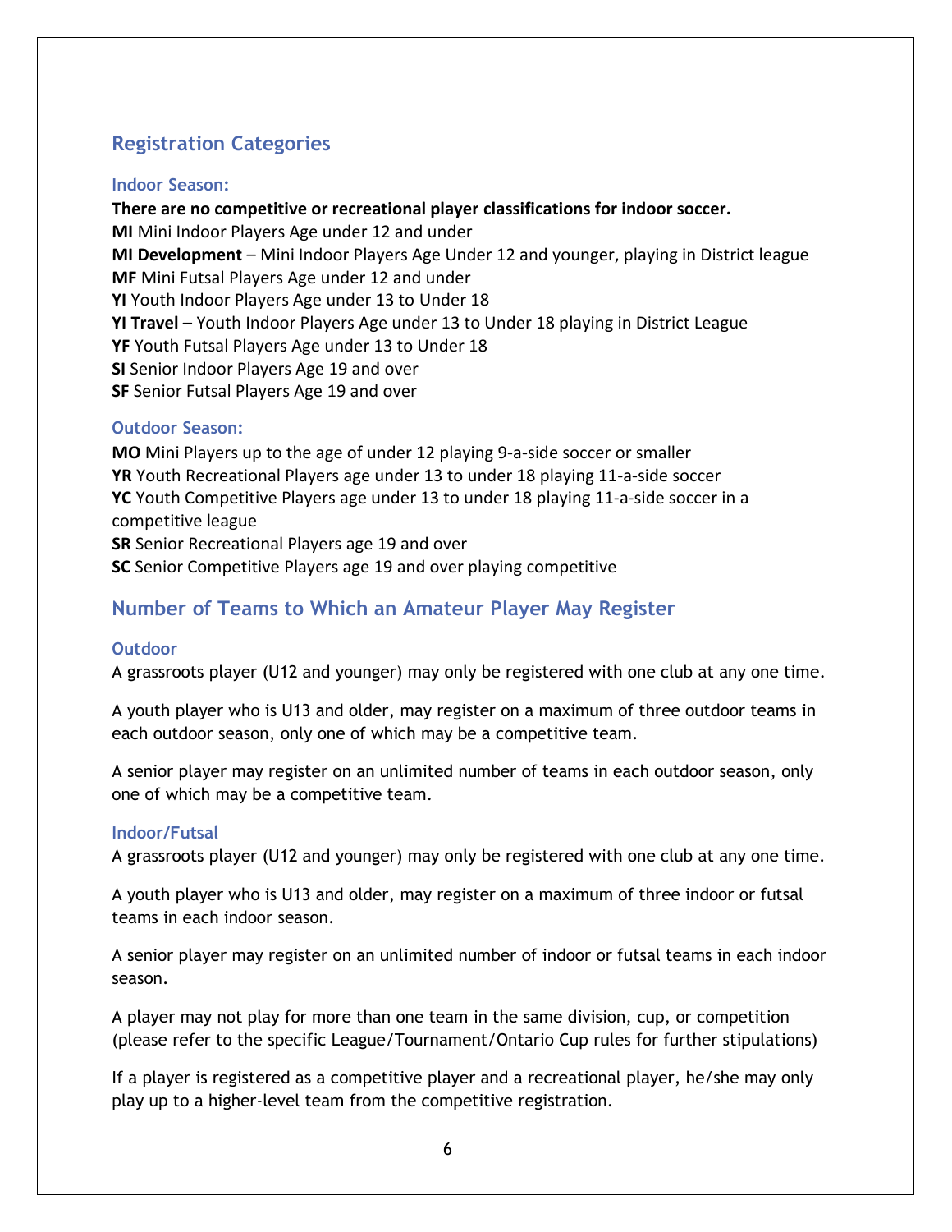## Registration Categories

### Indoor Season:

**There are no competitive or recreational player classifications for indoor soccer.**

**MI** Mini Indoor Players Age under 12 and under

**MI Development** – Mini Indoor Players Age Under 12 and younger, playing in District league

**MF** Mini Futsal Players Age under 12 and under

**YI** Youth Indoor Players Age under 13 to Under 18

**YI Travel** – Youth Indoor Players Age under 13 to Under 18 playing in District League

**YF** Youth Futsal Players Age under 13 to Under 18

**SI** Senior Indoor Players Age 19 and over

**SF** Senior Futsal Players Age 19 and over

### Outdoor Season:

**MO** Mini Players up to the age of under 12 playing 9-a-side soccer or smaller

**YR** Youth Recreational Players age under 13 to under 18 playing 11-a-side soccer

**YC** Youth Competitive Players age under 13 to under 18 playing 11-a-side soccer in a competitive league

**SR** Senior Recreational Players age 19 and over

**SC** Senior Competitive Players age 19 and over playing competitive

## Number of Teams to Which an Amateur Player May Register

### Outdoor

A grassroots player (U12 and younger) may only be registered with one club at any one time.

A youth player who is U13 and older, may register on a maximum of three outdoor teams in each outdoor season, only one of which may be a competitive team.

A senior player may register on an unlimited number of teams in each outdoor season, only one of which may be a competitive team.

### Indoor/Futsal

A grassroots player (U12 and younger) may only be registered with one club at any one time.

A youth player who is U13 and older, may register on a maximum of three indoor or futsal teams in each indoor season.

A senior player may register on an unlimited number of indoor or futsal teams in each indoor season.

A player may not play for more than one team in the same division, cup, or competition (please refer to the specific League/Tournament/Ontario Cup rules for further stipulations)

If a player is registered as a competitive player and a recreational player, he/she may only play up to a higher-level team from the competitive registration.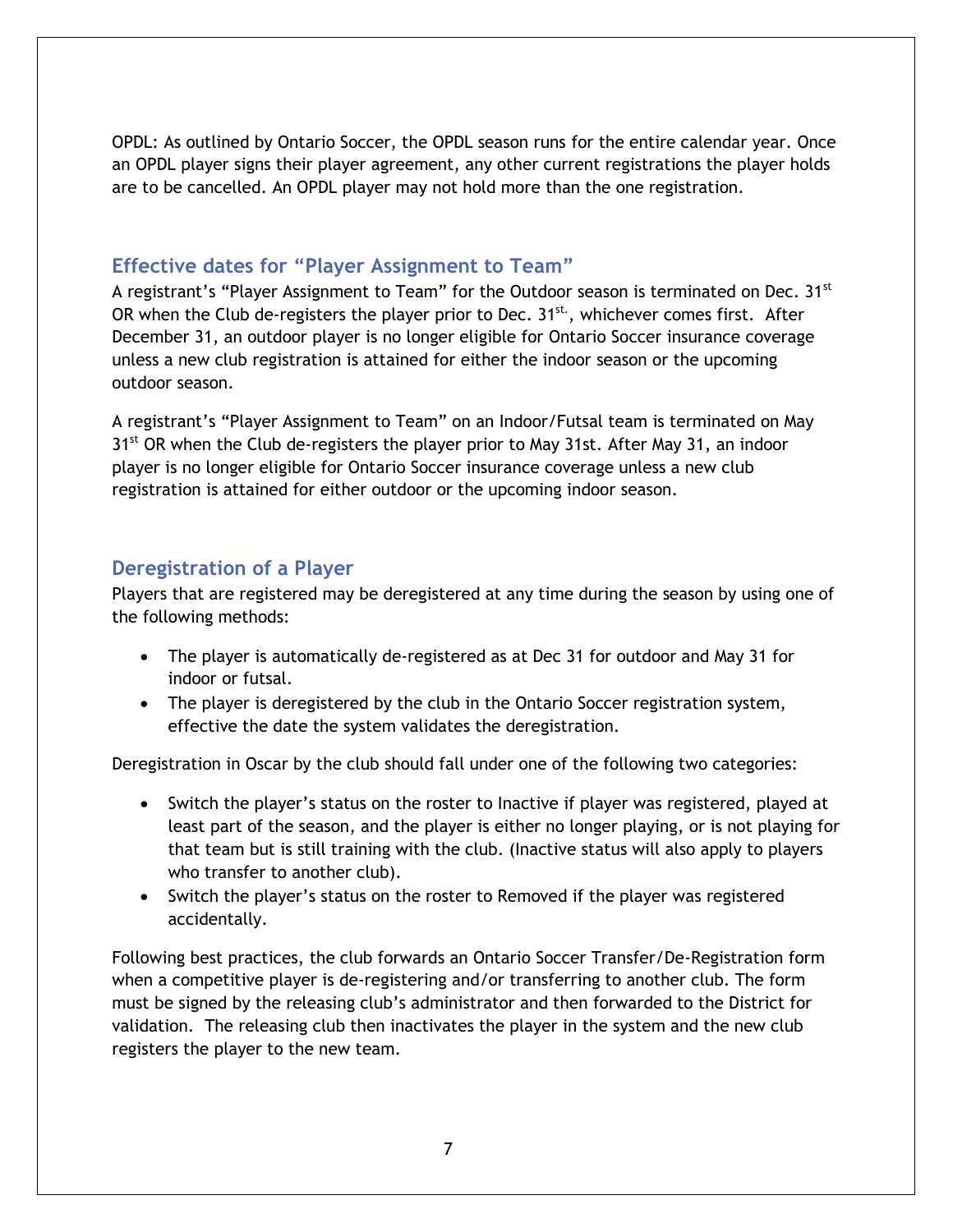OPDL: As outlined by Ontario Soccer, the OPDL season runs for the entire calendar year. Once an OPDL player signs their player agreement, any other current registrations the player holds are to be cancelled. An OPDL player may not hold more than the one registration.

## Effective dates for "Player Assignment to Team"

A registrant's "Player Assignment to Team" for the Outdoor season is terminated on Dec. 31st OR when the Club de-registers the player prior to Dec. 31st., whichever comes first. After December 31, an outdoor player is no longer eligible for Ontario Soccer insurance coverage unless a new club registration is attained for either the indoor season or the upcoming outdoor season.

A registrant's "Player Assignment to Team" on an Indoor/Futsal team is terminated on May 31st OR when the Club de-registers the player prior to May 31st. After May 31, an indoor player is no longer eligible for Ontario Soccer insurance coverage unless a new club registration is attained for either outdoor or the upcoming indoor season.

## Deregistration of a Player

Players that are registered may be deregistered at any time during the season by using one of the following methods:

- The player is automatically de-registered as at Dec 31 for outdoor and May 31 for indoor or futsal.
- The player is deregistered by the club in the Ontario Soccer registration system, effective the date the system validates the deregistration.

Deregistration in Oscar by the club should fall under one of the following two categories:

- Switch the player's status on the roster to Inactive if player was registered, played at least part of the season, and the player is either no longer playing, or is not playing for that team but is still training with the club. (Inactive status will also apply to players who transfer to another club).
- Switch the player's status on the roster to Removed if the player was registered accidentally.

Following best practices, the club forwards an Ontario Soccer Transfer/De-Registration form when a competitive player is de-registering and/or transferring to another club. The form must be signed by the releasing club's administrator and then forwarded to the District for validation. The releasing club then inactivates the player in the system and the new club registers the player to the new team.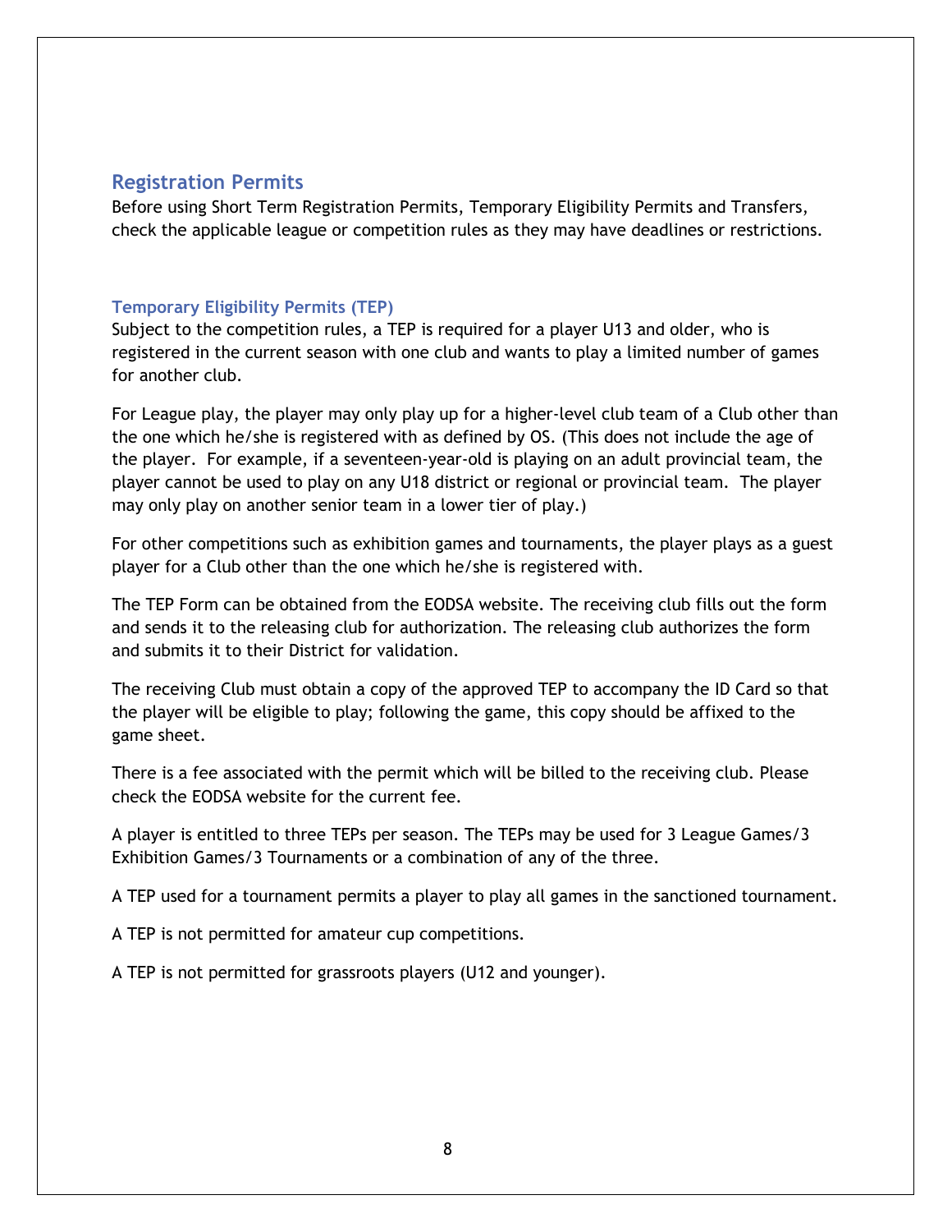## Registration Permits

Before using Short Term Registration Permits, Temporary Eligibility Permits and Transfers, check the applicable league or competition rules as they may have deadlines or restrictions.

### Temporary Eligibility Permits (TEP)

Subject to the competition rules, a TEP is required for a player U13 and older, who is registered in the current season with one club and wants to play a limited number of games for another club.

For League play, the player may only play up for a higher-level club team of a Club other than the one which he/she is registered with as defined by OS. (This does not include the age of the player. For example, if a seventeen-year-old is playing on an adult provincial team, the player cannot be used to play on any U18 district or regional or provincial team. The player may only play on another senior team in a lower tier of play.)

For other competitions such as exhibition games and tournaments, the player plays as a guest player for a Club other than the one which he/she is registered with.

The TEP Form can be obtained from the EODSA website. The receiving club fills out the form and sends it to the releasing club for authorization. The releasing club authorizes the form and submits it to their District for validation.

The receiving Club must obtain a copy of the approved TEP to accompany the ID Card so that the player will be eligible to play; following the game, this copy should be affixed to the game sheet.

There is a fee associated with the permit which will be billed to the receiving club. Please check the EODSA website for the current fee.

A player is entitled to three TEPs per season. The TEPs may be used for 3 League Games/3 Exhibition Games/3 Tournaments or a combination of any of the three.

A TEP used for a tournament permits a player to play all games in the sanctioned tournament.

A TEP is not permitted for amateur cup competitions.

A TEP is not permitted for grassroots players (U12 and younger).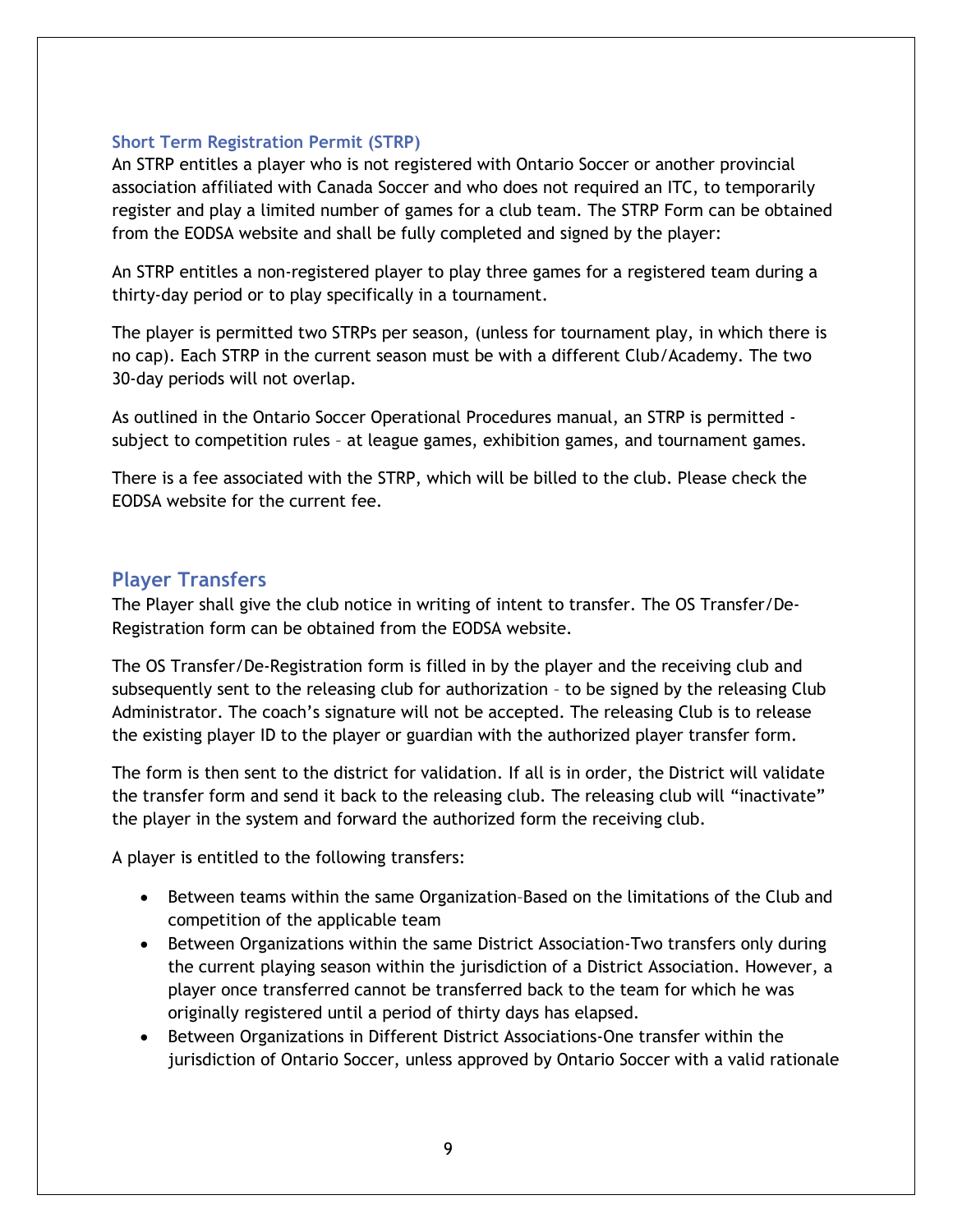### Short Term Registration Permit (STRP)

An STRP entitles a player who is not registered with Ontario Soccer or another provincial association affiliated with Canada Soccer and who does not required an ITC, to temporarily register and play a limited number of games for a club team. The STRP Form can be obtained from the EODSA website and shall be fully completed and signed by the player:

An STRP entitles a non-registered player to play three games for a registered team during a thirty-day period or to play specifically in a tournament.

The player is permitted two STRPs per season, (unless for tournament play, in which there is no cap). Each STRP in the current season must be with a different Club/Academy. The two 30-day periods will not overlap.

As outlined in the Ontario Soccer Operational Procedures manual, an STRP is permitted - subject to competition rules – at league games, exhibition games, and tournament games.

There is a fee associated with the STRP, which will be billed to the club. Please check the EODSA website for the current fee.

## Player Transfers

The Player shall give the club notice in writing of intent to transfer. The OS Transfer/De-Registration form can be obtained from the EODSA website.

The OS Transfer/De-Registration form is filled in by the player and the receiving club and subsequently sent to the releasing club for authorization – to be signed by the releasing Club Administrator. The coach's signature will not be accepted. The releasing Club is to release the existing player ID to the player or guardian with the authorized player transfer form.

The form is then sent to the district for validation. If all is in order, the District will validate the transfer form and send it back to the releasing club. The releasing club will "inactivate" the player in the system and forward the authorized form the receiving club.

A player is entitled to the following transfers:

- Between teams within the same Organization–Based on the limitations of the Club and competition of the applicable team
- Between Organizations within the same District Association-Two transfers only during the current playing season within the jurisdiction of a District Association. However, a player once transferred cannot be transferred back to the team for which he was originally registered until a period of thirty days has elapsed.
- Between Organizations in Different District Associations-One transfer within the jurisdiction of Ontario Soccer, unless approved by Ontario Soccer with a valid rationale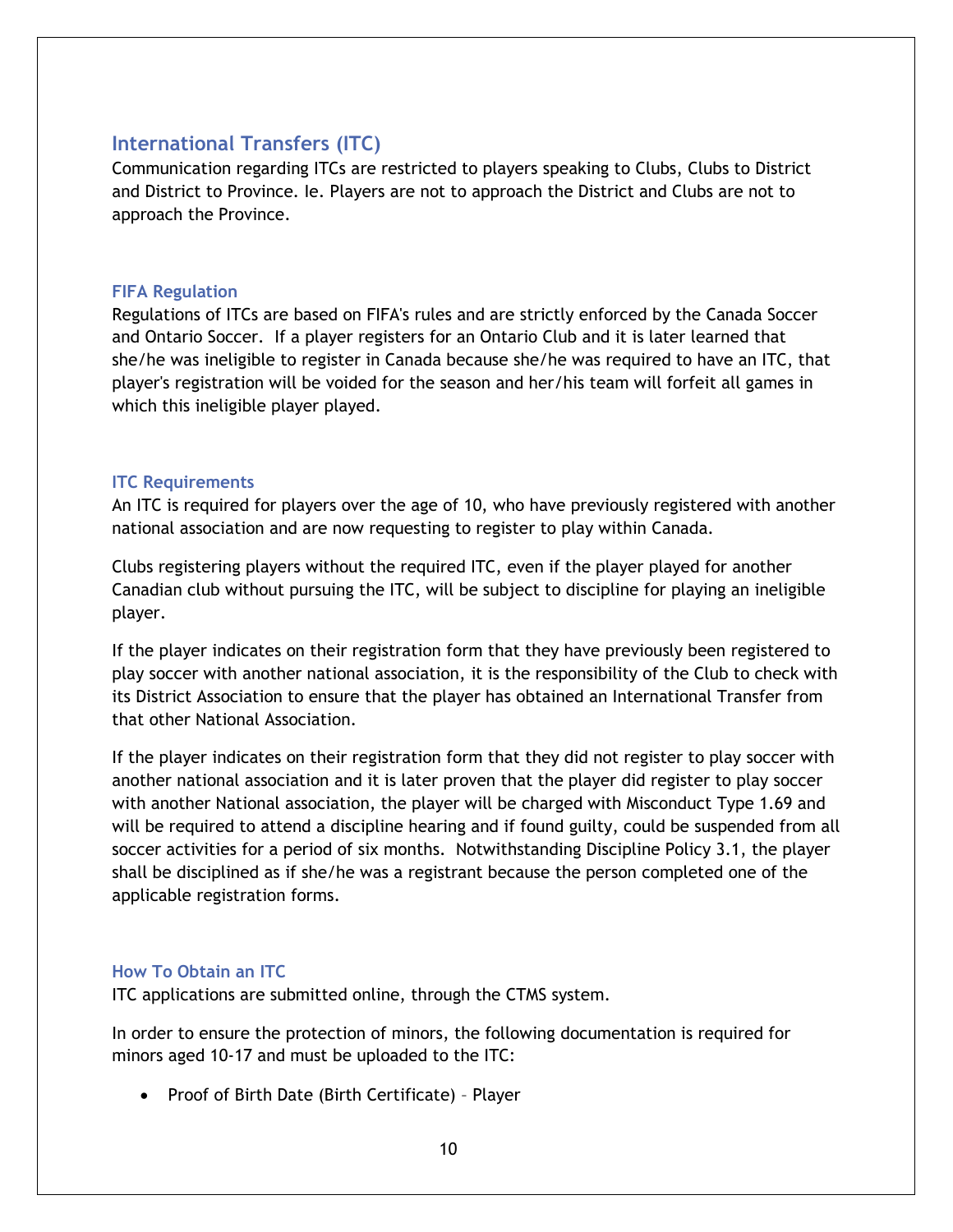## International Transfers (ITC)

Communication regarding ITCs are restricted to players speaking to Clubs, Clubs to District and District to Province. Ie. Players are not to approach the District and Clubs are not to approach the Province.

### FIFA Regulation

Regulations of ITCs are based on FIFA's rules and are strictly enforced by the Canada Soccer and Ontario Soccer. If a player registers for an Ontario Club and it is later learned that she/he was ineligible to register in Canada because she/he was required to have an ITC, that player's registration will be voided for the season and her/his team will forfeit all games in which this ineligible player played.

### ITC Requirements

An ITC is required for players over the age of 10, who have previously registered with another national association and are now requesting to register to play within Canada.

Clubs registering players without the required ITC, even if the player played for another Canadian club without pursuing the ITC, will be subject to discipline for playing an ineligible player.

If the player indicates on their registration form that they have previously been registered to play soccer with another national association, it is the responsibility of the Club to check with its District Association to ensure that the player has obtained an International Transfer from that other National Association.

If the player indicates on their registration form that they did not register to play soccer with another national association and it is later proven that the player did register to play soccer with another National association, the player will be charged with Misconduct Type 1.69 and will be required to attend a discipline hearing and if found guilty, could be suspended from all soccer activities for a period of six months. Notwithstanding Discipline Policy 3.1, the player shall be disciplined as if she/he was a registrant because the person completed one of the applicable registration forms.

### How To Obtain an ITC

ITC applications are submitted online, through the CTMS system.

In order to ensure the protection of minors, the following documentation is required for minors aged 10-17 and must be uploaded to the ITC:

- Proof of Birth Date (Birth Certificate) – Player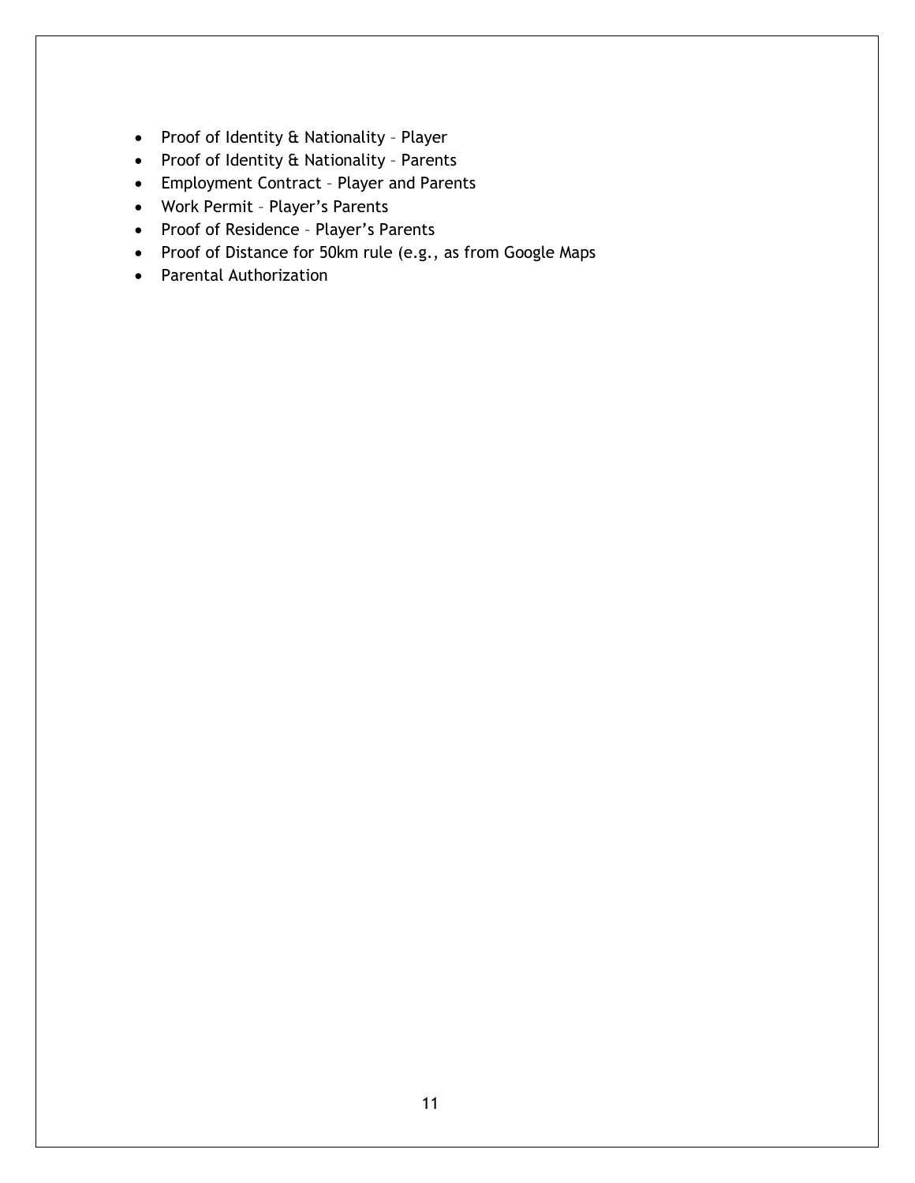- Proof of Identity & Nationality – Player
- Proof of Identity & Nationality – Parents
- Employment Contract – Player and Parents
- Work Permit – Player's Parents
- Proof of Residence – Player's Parents
- Proof of Distance for 50km rule (e.g., as from Google Maps
- Parental Authorization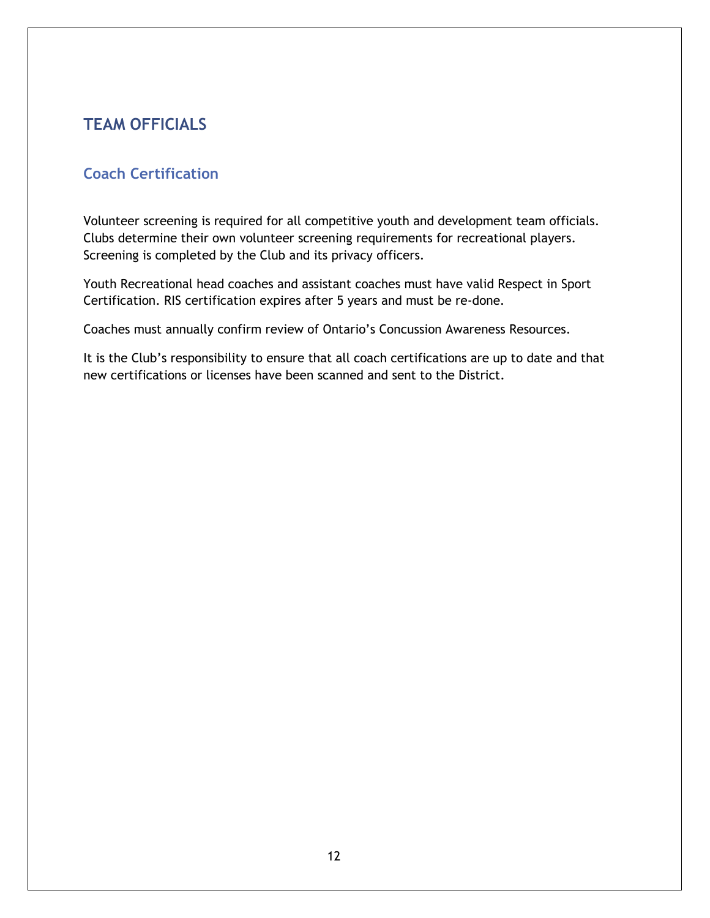# TEAM OFFICIALS

## Coach Certification

Volunteer screening is required for all competitive youth and development team officials. Clubs determine their own volunteer screening requirements for recreational players. Screening is completed by the Club and its privacy officers.

Youth Recreational head coaches and assistant coaches must have valid Respect in Sport Certification. RIS certification expires after 5 years and must be re-done.

Coaches must annually confirm review of Ontario's Concussion Awareness Resources.

It is the Club's responsibility to ensure that all coach certifications are up to date and that new certifications or licenses have been scanned and sent to the District.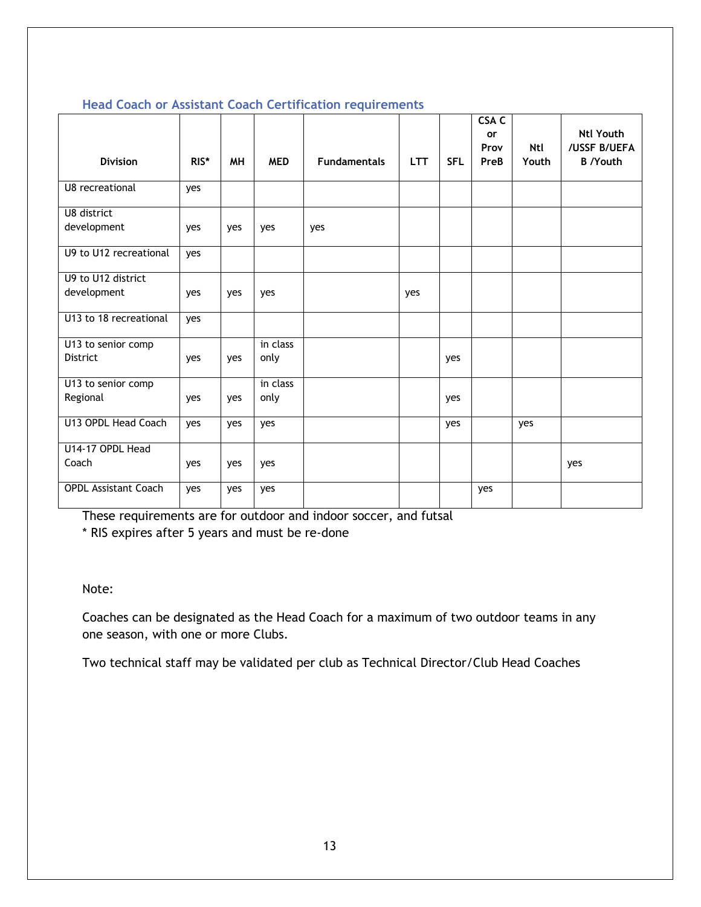### Head Coach or Assistant Coach Certification requirements

| Division | RIS* | MH | MED | Fundamentals | LTT | SFL | CSA C or Prov PreB | Ntl Youth | Ntl Youth /USSF B/UEFA B /Youth |
|---|---|---|---|---|---|---|---|---|---|
| U8 recreational | yes | | | | | | | | |
| U8 district development | yes | yes | yes | yes | | | | | |
| U9 to U12 recreational | yes | | | | | | | | |
| U9 to U12 district development | yes | yes | yes | | yes | | | | |
| U13 to 18 recreational | yes | | | | | | | | |
| U13 to senior comp District | yes | yes | in class only | | | yes | | | |
| U13 to senior comp Regional | yes | yes | in class only | | | yes | | | |
| U13 OPDL Head Coach | yes | yes | yes | | | yes | | yes | |
| U14-17 OPDL Head Coach | yes | yes | yes | | | | | | yes |
| OPDL Assistant Coach | yes | yes | yes | | | | yes | | |

These requirements are for outdoor and indoor soccer, and futsal

* RIS expires after 5 years and must be re-done

Note:

Coaches can be designated as the Head Coach for a maximum of two outdoor teams in any one season, with one or more Clubs.

Two technical staff may be validated per club as Technical Director/Club Head Coaches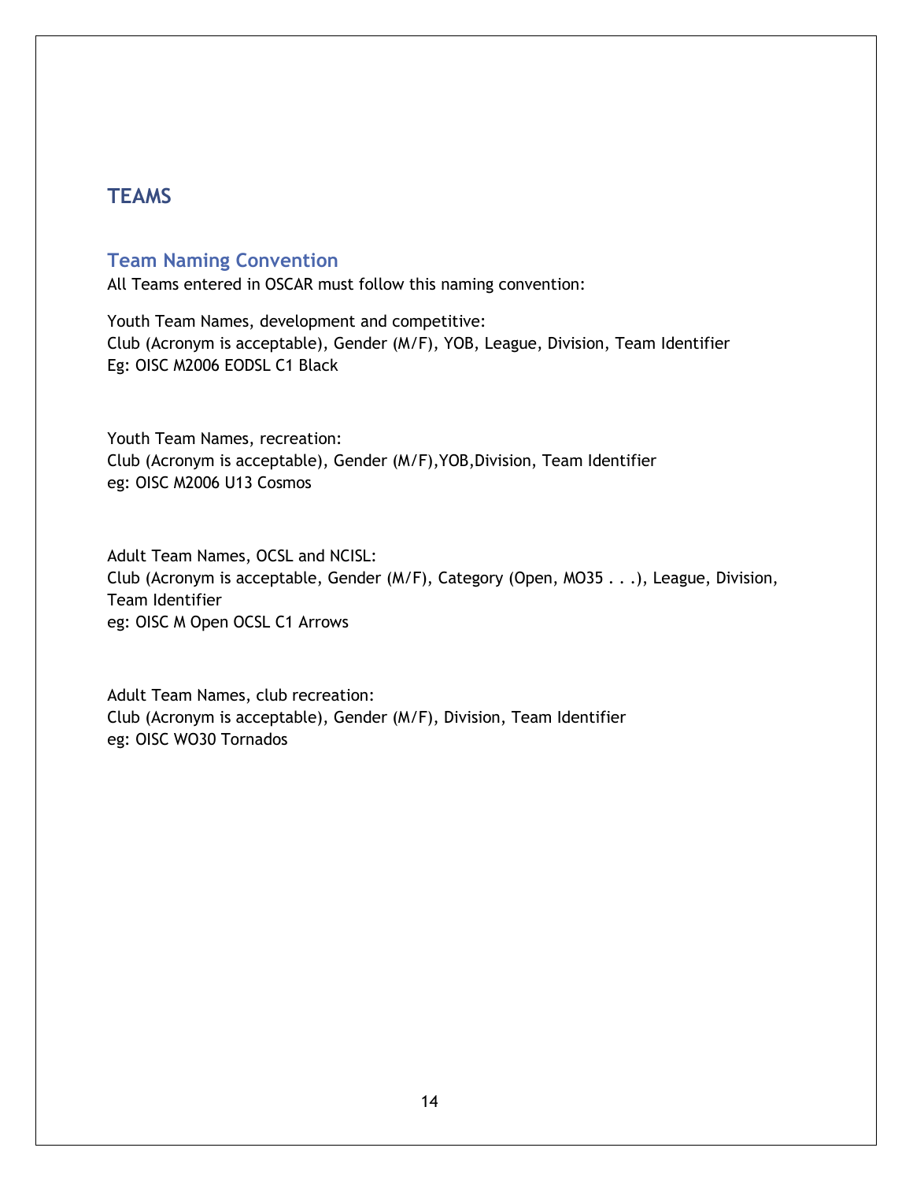## TEAMS

### Team Naming Convention

All Teams entered in OSCAR must follow this naming convention:

Youth Team Names, development and competitive:
Club (Acronym is acceptable), Gender (M/F), YOB, League, Division, Team Identifier
Eg: OISC M2006 EODSL C1 Black

Youth Team Names, recreation:
Club (Acronym is acceptable), Gender (M/F),YOB,Division, Team Identifier
eg: OISC M2006 U13 Cosmos

Adult Team Names, OCSL and NCISL:
Club (Acronym is acceptable, Gender (M/F), Category (Open, MO35 . . .), League, Division, Team Identifier
eg: OISC M Open OCSL C1 Arrows

Adult Team Names, club recreation:
Club (Acronym is acceptable), Gender (M/F), Division, Team Identifier
eg: OISC WO30 Tornados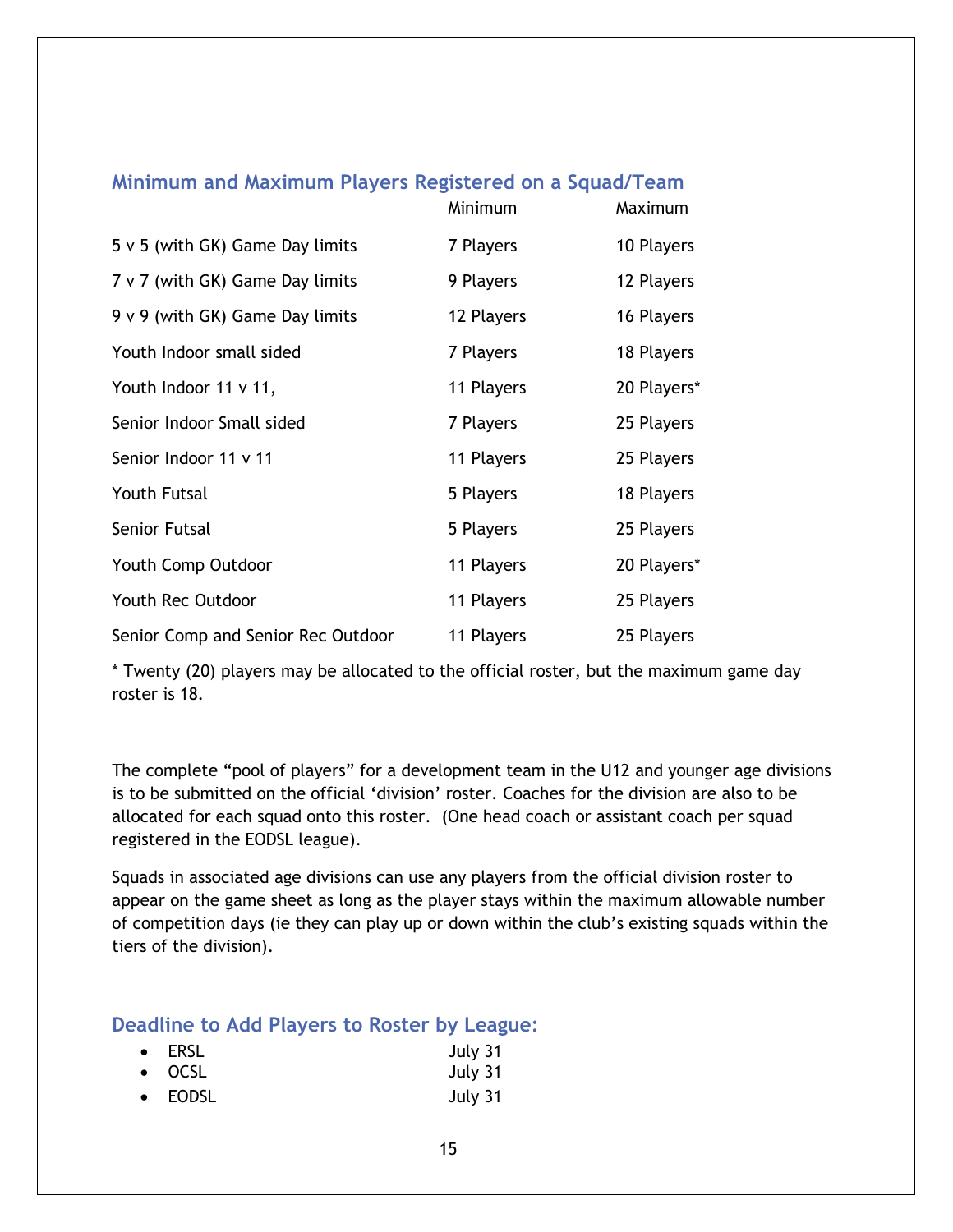## Minimum and Maximum Players Registered on a Squad/Team

| | Minimum | Maximum |
|---|---|---|
| 5 v 5 (with GK) Game Day limits | 7 Players | 10 Players |
| 7 v 7 (with GK) Game Day limits | 9 Players | 12 Players |
| 9 v 9 (with GK) Game Day limits | 12 Players | 16 Players |
| Youth Indoor small sided | 7 Players | 18 Players |
| Youth Indoor 11 v 11, | 11 Players | 20 Players* |
| Senior Indoor Small sided | 7 Players | 25 Players |
| Senior Indoor 11 v 11 | 11 Players | 25 Players |
| Youth Futsal | 5 Players | 18 Players |
| Senior Futsal | 5 Players | 25 Players |
| Youth Comp Outdoor | 11 Players | 20 Players* |
| Youth Rec Outdoor | 11 Players | 25 Players |
| Senior Comp and Senior Rec Outdoor | 11 Players | 25 Players |

* Twenty (20) players may be allocated to the official roster, but the maximum game day roster is 18.

The complete "pool of players" for a development team in the U12 and younger age divisions is to be submitted on the official 'division' roster. Coaches for the division are also to be allocated for each squad onto this roster. (One head coach or assistant coach per squad registered in the EODSL league).

Squads in associated age divisions can use any players from the official division roster to appear on the game sheet as long as the player stays within the maximum allowable number of competition days (ie they can play up or down within the club's existing squads within the tiers of the division).

## Deadline to Add Players to Roster by League:

- ERSL July 31
- OCSL July 31
- EODSL July 31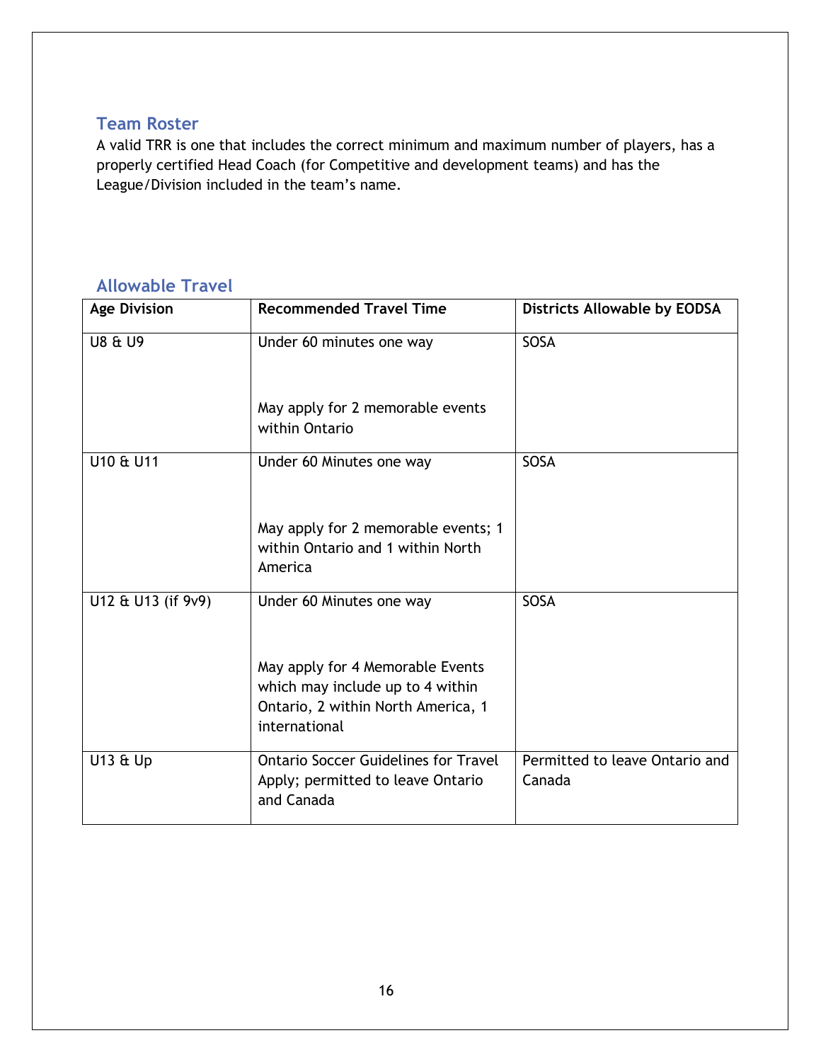## Team Roster

A valid TRR is one that includes the correct minimum and maximum number of players, has a properly certified Head Coach (for Competitive and development teams) and has the League/Division included in the team's name.

## Allowable Travel

| Age Division | Recommended Travel Time | Districts Allowable by EODSA |
|---|---|---|
| U8 & U9 | Under 60 minutes one way<br><br>May apply for 2 memorable events within Ontario | SOSA |
| U10 & U11 | Under 60 Minutes one way<br><br>May apply for 2 memorable events; 1 within Ontario and 1 within North America | SOSA |
| U12 & U13 (if 9v9) | Under 60 Minutes one way<br><br>May apply for 4 Memorable Events which may include up to 4 within Ontario, 2 within North America, 1 international | SOSA |
| U13 & Up | Ontario Soccer Guidelines for Travel Apply; permitted to leave Ontario and Canada | Permitted to leave Ontario and Canada |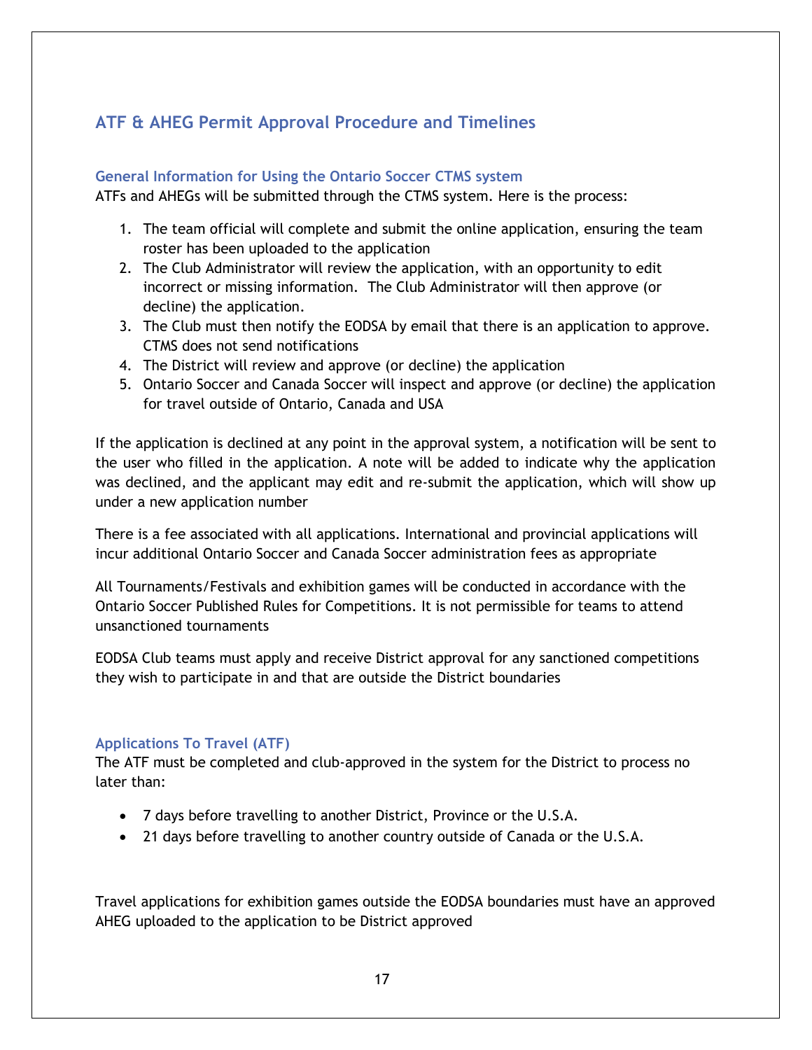## ATF & AHEG Permit Approval Procedure and Timelines

### General Information for Using the Ontario Soccer CTMS system

ATFs and AHEGs will be submitted through the CTMS system. Here is the process:

1. The team official will complete and submit the online application, ensuring the team roster has been uploaded to the application
2. The Club Administrator will review the application, with an opportunity to edit incorrect or missing information. The Club Administrator will then approve (or decline) the application.
3. The Club must then notify the EODSA by email that there is an application to approve. CTMS does not send notifications
4. The District will review and approve (or decline) the application
5. Ontario Soccer and Canada Soccer will inspect and approve (or decline) the application for travel outside of Ontario, Canada and USA

If the application is declined at any point in the approval system, a notification will be sent to the user who filled in the application. A note will be added to indicate why the application was declined, and the applicant may edit and re-submit the application, which will show up under a new application number

There is a fee associated with all applications. International and provincial applications will incur additional Ontario Soccer and Canada Soccer administration fees as appropriate

All Tournaments/Festivals and exhibition games will be conducted in accordance with the Ontario Soccer Published Rules for Competitions. It is not permissible for teams to attend unsanctioned tournaments

EODSA Club teams must apply and receive District approval for any sanctioned competitions they wish to participate in and that are outside the District boundaries

### Applications To Travel (ATF)

The ATF must be completed and club-approved in the system for the District to process no later than:

- 7 days before travelling to another District, Province or the U.S.A.
- 21 days before travelling to another country outside of Canada or the U.S.A.

Travel applications for exhibition games outside the EODSA boundaries must have an approved AHEG uploaded to the application to be District approved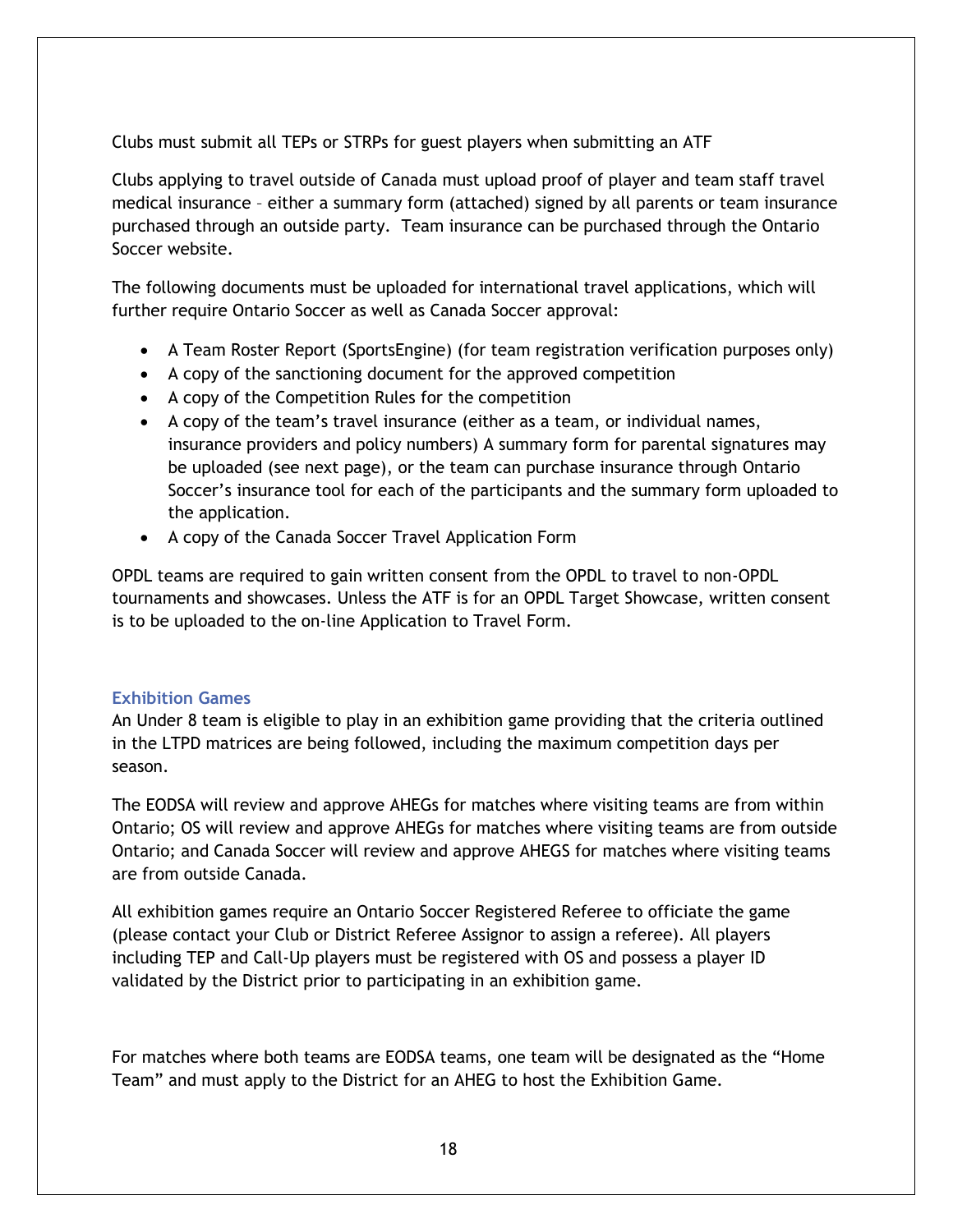Clubs must submit all TEPs or STRPs for guest players when submitting an ATF

Clubs applying to travel outside of Canada must upload proof of player and team staff travel medical insurance – either a summary form (attached) signed by all parents or team insurance purchased through an outside party. Team insurance can be purchased through the Ontario Soccer website.

The following documents must be uploaded for international travel applications, which will further require Ontario Soccer as well as Canada Soccer approval:

- A Team Roster Report (SportsEngine) (for team registration verification purposes only)
- A copy of the sanctioning document for the approved competition
- A copy of the Competition Rules for the competition
- A copy of the team's travel insurance (either as a team, or individual names, insurance providers and policy numbers) A summary form for parental signatures may be uploaded (see next page), or the team can purchase insurance through Ontario Soccer's insurance tool for each of the participants and the summary form uploaded to the application.
- A copy of the Canada Soccer Travel Application Form

OPDL teams are required to gain written consent from the OPDL to travel to non-OPDL tournaments and showcases. Unless the ATF is for an OPDL Target Showcase, written consent is to be uploaded to the on-line Application to Travel Form.

### Exhibition Games

An Under 8 team is eligible to play in an exhibition game providing that the criteria outlined in the LTPD matrices are being followed, including the maximum competition days per season.

The EODSA will review and approve AHEGs for matches where visiting teams are from within Ontario; OS will review and approve AHEGs for matches where visiting teams are from outside Ontario; and Canada Soccer will review and approve AHEGS for matches where visiting teams are from outside Canada.

All exhibition games require an Ontario Soccer Registered Referee to officiate the game (please contact your Club or District Referee Assignor to assign a referee). All players including TEP and Call-Up players must be registered with OS and possess a player ID validated by the District prior to participating in an exhibition game.

For matches where both teams are EODSA teams, one team will be designated as the "Home Team" and must apply to the District for an AHEG to host the Exhibition Game.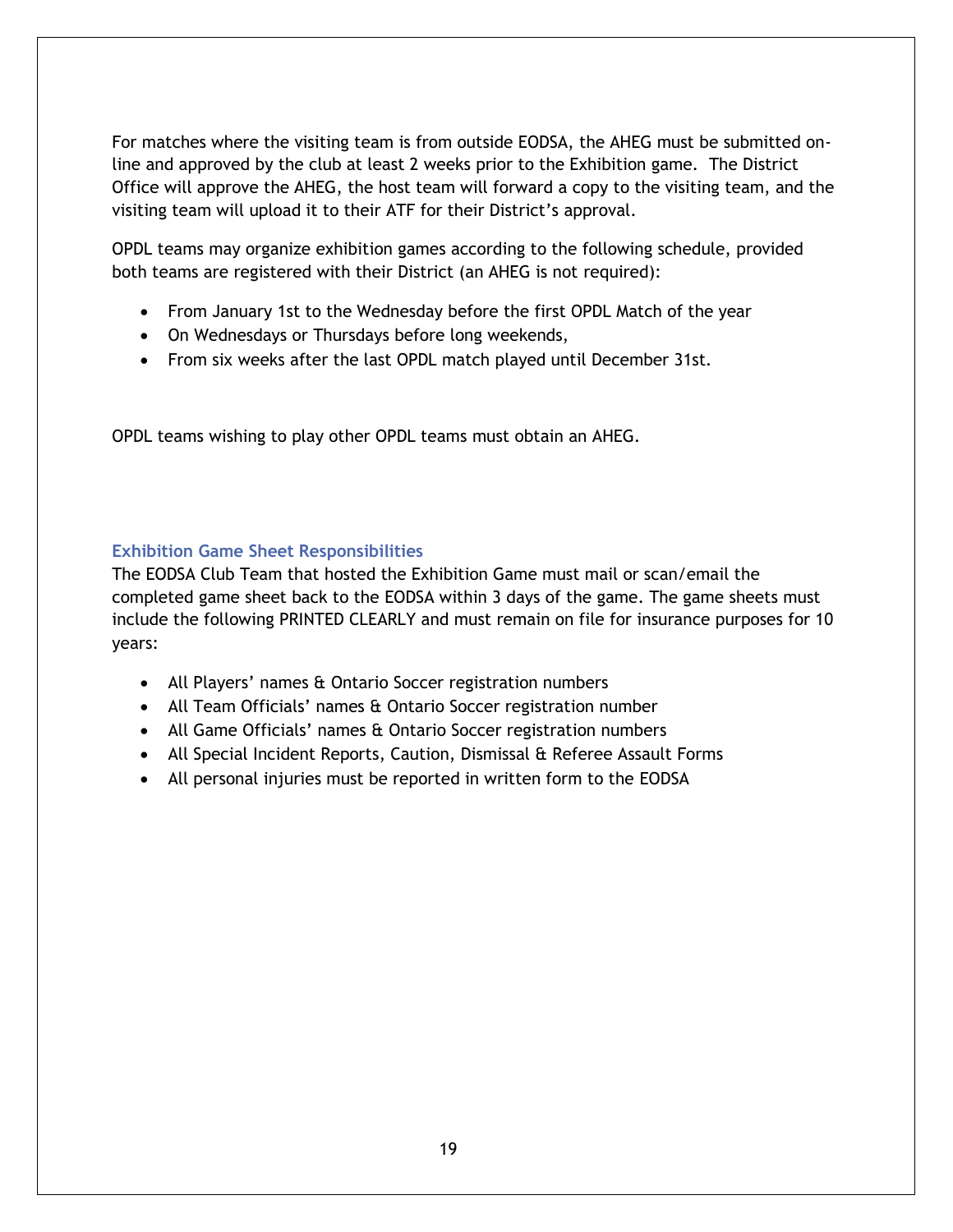For matches where the visiting team is from outside EODSA, the AHEG must be submitted on-line and approved by the club at least 2 weeks prior to the Exhibition game. The District Office will approve the AHEG, the host team will forward a copy to the visiting team, and the visiting team will upload it to their ATF for their District's approval.

OPDL teams may organize exhibition games according to the following schedule, provided both teams are registered with their District (an AHEG is not required):

- From January 1st to the Wednesday before the first OPDL Match of the year
- On Wednesdays or Thursdays before long weekends,
- From six weeks after the last OPDL match played until December 31st.

OPDL teams wishing to play other OPDL teams must obtain an AHEG.

### Exhibition Game Sheet Responsibilities

The EODSA Club Team that hosted the Exhibition Game must mail or scan/email the completed game sheet back to the EODSA within 3 days of the game. The game sheets must include the following PRINTED CLEARLY and must remain on file for insurance purposes for 10 years:

- All Players' names & Ontario Soccer registration numbers
- All Team Officials' names & Ontario Soccer registration number
- All Game Officials' names & Ontario Soccer registration numbers
- All Special Incident Reports, Caution, Dismissal & Referee Assault Forms
- All personal injuries must be reported in written form to the EODSA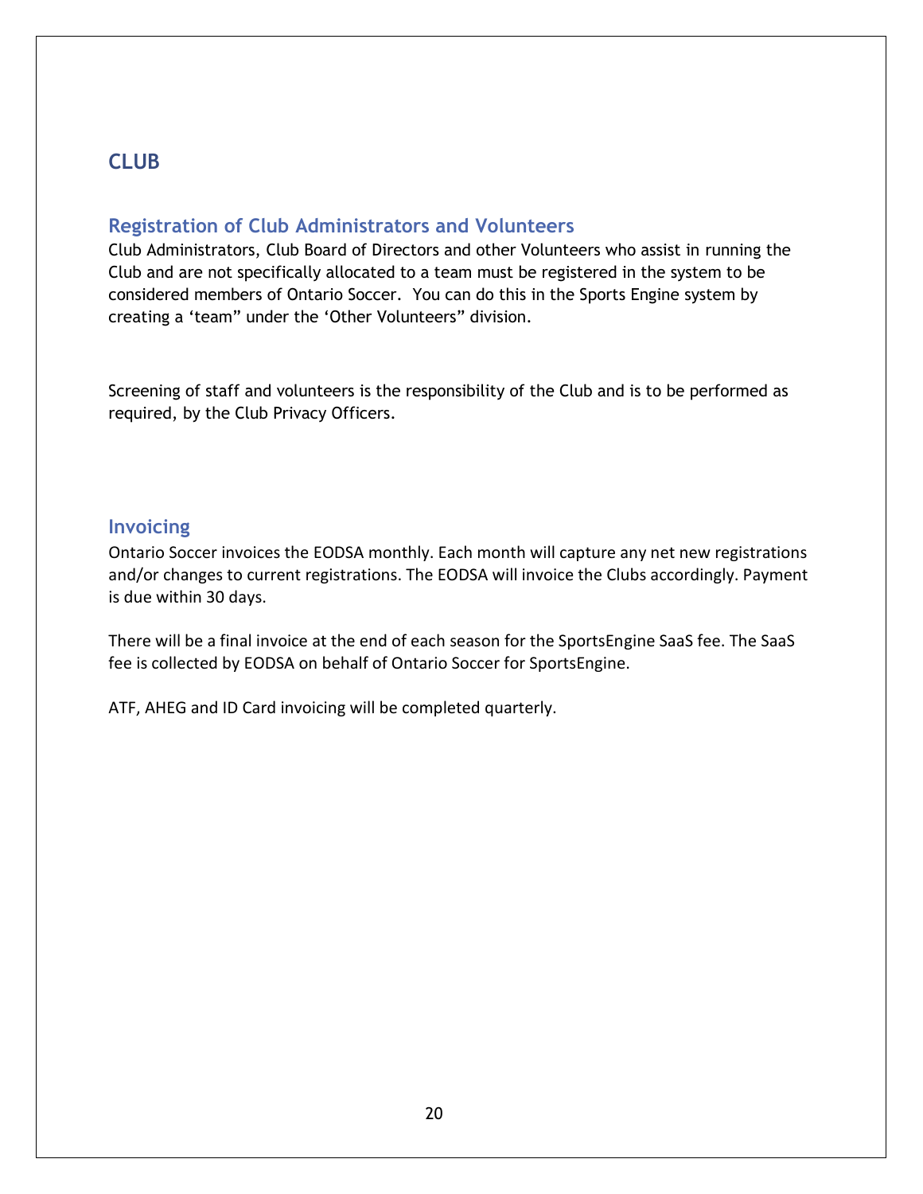# CLUB

## Registration of Club Administrators and Volunteers

Club Administrators, Club Board of Directors and other Volunteers who assist in running the Club and are not specifically allocated to a team must be registered in the system to be considered members of Ontario Soccer. You can do this in the Sports Engine system by creating a 'team" under the 'Other Volunteers" division.

Screening of staff and volunteers is the responsibility of the Club and is to be performed as required, by the Club Privacy Officers.

## Invoicing

Ontario Soccer invoices the EODSA monthly. Each month will capture any net new registrations and/or changes to current registrations. The EODSA will invoice the Clubs accordingly. Payment is due within 30 days.

There will be a final invoice at the end of each season for the SportsEngine SaaS fee. The SaaS fee is collected by EODSA on behalf of Ontario Soccer for SportsEngine.

ATF, AHEG and ID Card invoicing will be completed quarterly.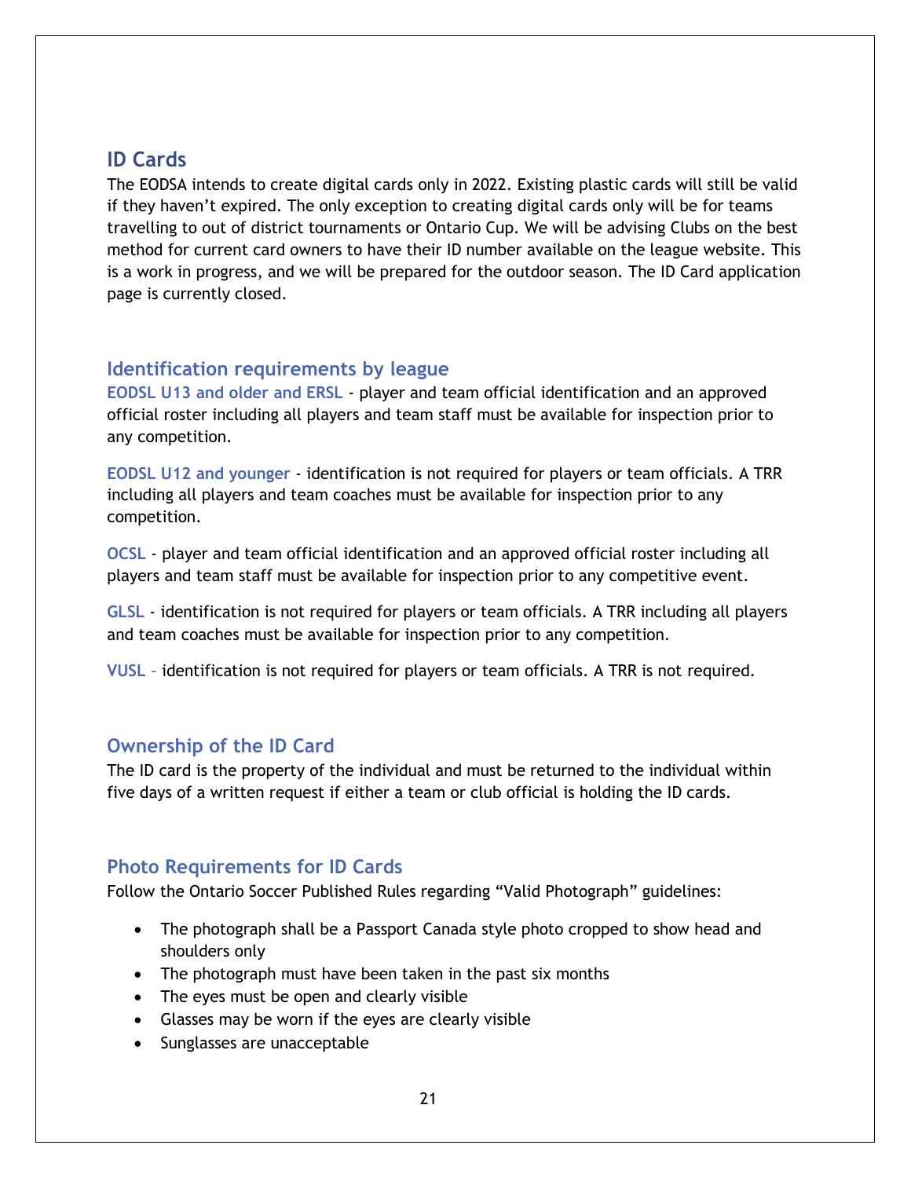## ID Cards

The EODSA intends to create digital cards only in 2022. Existing plastic cards will still be valid if they haven't expired. The only exception to creating digital cards only will be for teams travelling to out of district tournaments or Ontario Cup. We will be advising Clubs on the best method for current card owners to have their ID number available on the league website. This is a work in progress, and we will be prepared for the outdoor season. The ID Card application page is currently closed.

### Identification requirements by league

**EODSL U13 and older and ERSL** - player and team official identification and an approved official roster including all players and team staff must be available for inspection prior to any competition.

**EODSL U12 and younger** - identification is not required for players or team officials. A TRR including all players and team coaches must be available for inspection prior to any competition.

**OCSL** - player and team official identification and an approved official roster including all players and team staff must be available for inspection prior to any competitive event.

**GLSL** - identification is not required for players or team officials. A TRR including all players and team coaches must be available for inspection prior to any competition.

**VUSL** – identification is not required for players or team officials. A TRR is not required.

### Ownership of the ID Card

The ID card is the property of the individual and must be returned to the individual within five days of a written request if either a team or club official is holding the ID cards.

### Photo Requirements for ID Cards

Follow the Ontario Soccer Published Rules regarding "Valid Photograph" guidelines:

- The photograph shall be a Passport Canada style photo cropped to show head and shoulders only
- The photograph must have been taken in the past six months
- The eyes must be open and clearly visible
- Glasses may be worn if the eyes are clearly visible
- Sunglasses are unacceptable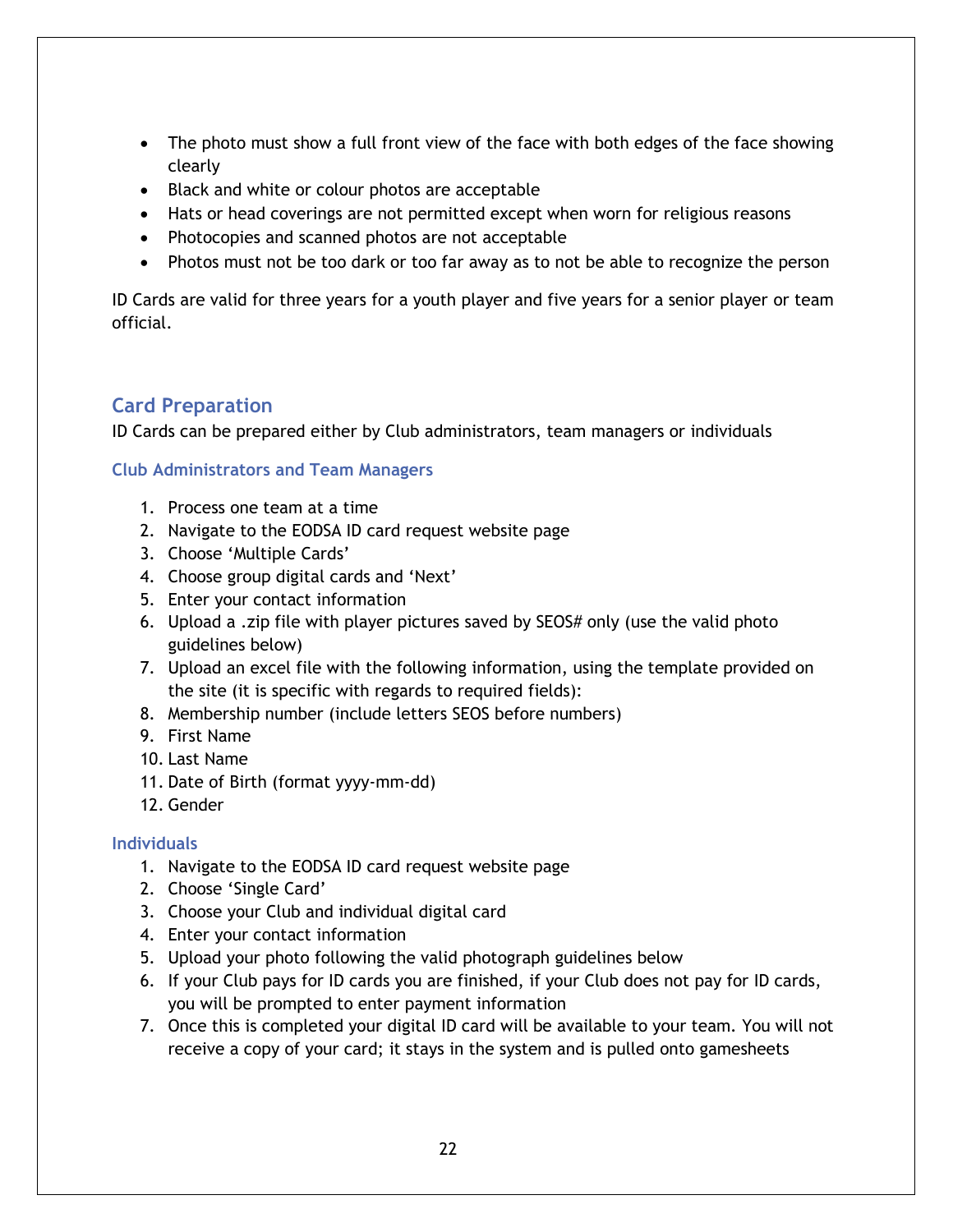- The photo must show a full front view of the face with both edges of the face showing clearly
- Black and white or colour photos are acceptable
- Hats or head coverings are not permitted except when worn for religious reasons
- Photocopies and scanned photos are not acceptable
- Photos must not be too dark or too far away as to not be able to recognize the person

ID Cards are valid for three years for a youth player and five years for a senior player or team official.

## Card Preparation

ID Cards can be prepared either by Club administrators, team managers or individuals

### Club Administrators and Team Managers

1. Process one team at a time
2. Navigate to the EODSA ID card request website page
3. Choose 'Multiple Cards'
4. Choose group digital cards and 'Next'
5. Enter your contact information
6. Upload a .zip file with player pictures saved by SEOS# only (use the valid photo guidelines below)
7. Upload an excel file with the following information, using the template provided on the site (it is specific with regards to required fields):
8. Membership number (include letters SEOS before numbers)
9. First Name
10. Last Name
11. Date of Birth (format yyyy-mm-dd)
12. Gender

### Individuals

1. Navigate to the EODSA ID card request website page
2. Choose 'Single Card'
3. Choose your Club and individual digital card
4. Enter your contact information
5. Upload your photo following the valid photograph guidelines below
6. If your Club pays for ID cards you are finished, if your Club does not pay for ID cards, you will be prompted to enter payment information
7. Once this is completed your digital ID card will be available to your team. You will not receive a copy of your card; it stays in the system and is pulled onto gamesheets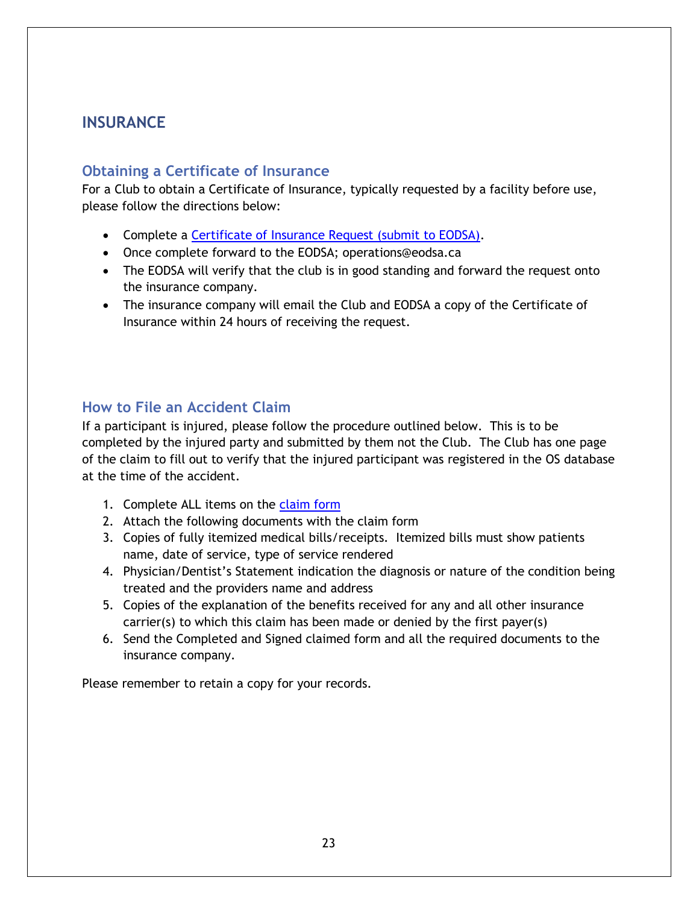# INSURANCE

## Obtaining a Certificate of Insurance

For a Club to obtain a Certificate of Insurance, typically requested by a facility before use, please follow the directions below:

- Complete a [Certificate of Insurance Request (submit to EODSA)](#).
- Once complete forward to the EODSA; operations@eodsa.ca
- The EODSA will verify that the club is in good standing and forward the request onto the insurance company.
- The insurance company will email the Club and EODSA a copy of the Certificate of Insurance within 24 hours of receiving the request.

## How to File an Accident Claim

If a participant is injured, please follow the procedure outlined below. This is to be completed by the injured party and submitted by them not the Club. The Club has one page of the claim to fill out to verify that the injured participant was registered in the OS database at the time of the accident.

1. Complete ALL items on the [claim form](#)
2. Attach the following documents with the claim form
3. Copies of fully itemized medical bills/receipts. Itemized bills must show patients name, date of service, type of service rendered
4. Physician/Dentist's Statement indication the diagnosis or nature of the condition being treated and the providers name and address
5. Copies of the explanation of the benefits received for any and all other insurance carrier(s) to which this claim has been made or denied by the first payer(s)
6. Send the Completed and Signed claimed form and all the required documents to the insurance company.

Please remember to retain a copy for your records.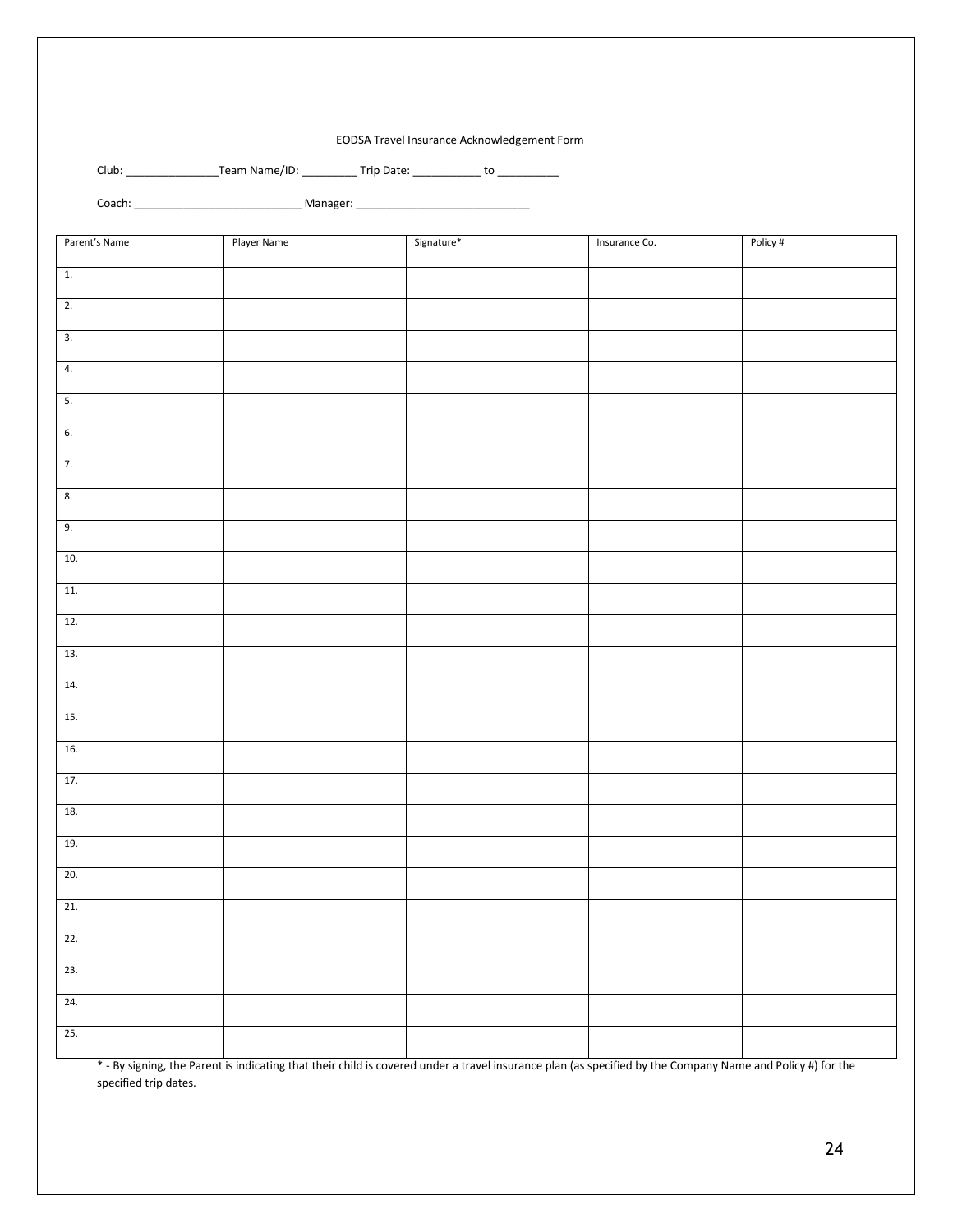EODSA Travel Insurance Acknowledgement Form

Club: _______________Team Name/ID: _________ Trip Date: ___________ to __________

Coach: ___________________________ Manager: ____________________________

| Parent's Name | Player Name | Signature* | Insurance Co. | Policy # |
|---|---|---|---|---|
| 1. | | | | |
| 2. | | | | |
| 3. | | | | |
| 4. | | | | |
| 5. | | | | |
| 6. | | | | |
| 7. | | | | |
| 8. | | | | |
| 9. | | | | |
| 10. | | | | |
| 11. | | | | |
| 12. | | | | |
| 13. | | | | |
| 14. | | | | |
| 15. | | | | |
| 16. | | | | |
| 17. | | | | |
| 18. | | | | |
| 19. | | | | |
| 20. | | | | |
| 21. | | | | |
| 22. | | | | |
| 23. | | | | |
| 24. | | | | |
| 25. | | | | |

* - By signing, the Parent is indicating that their child is covered under a travel insurance plan (as specified by the Company Name and Policy #) for the specified trip dates.